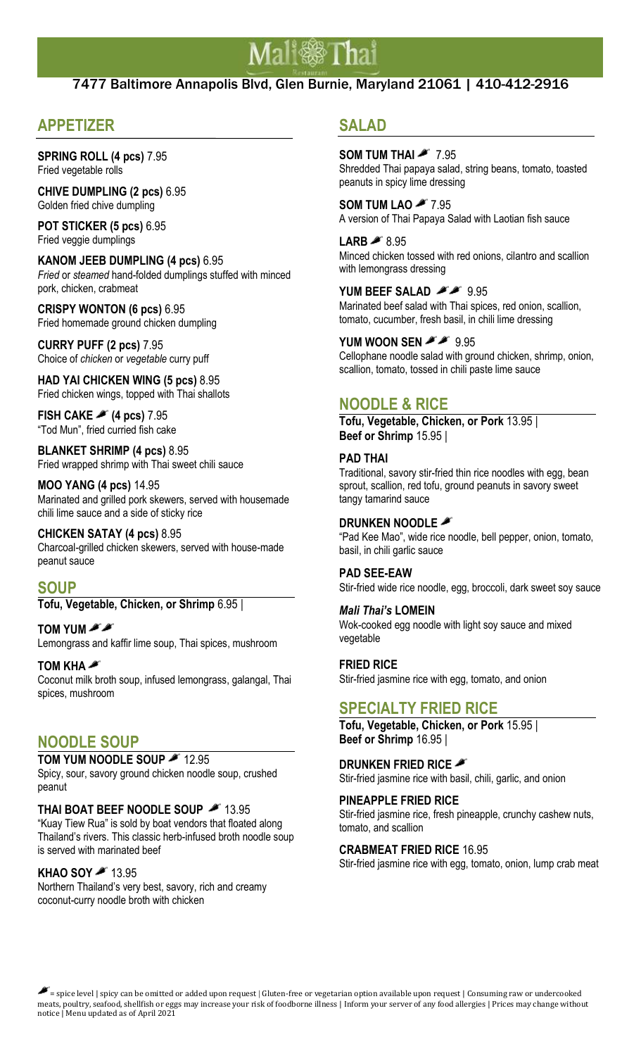# Mali Thai

7477 Baltimore Annapolis Blvd, Glen Burnie, Maryland 21061 | 410-412-2916

## APPETIZER

**SPRING ROLL (4 pcs)** 7.95
Fried vegetable rolls

**CHIVE DUMPLING (2 pcs)** 6.95
Golden fried chive dumpling

**POT STICKER (5 pcs)** 6.95
Fried veggie dumplings

**KANOM JEEB DUMPLING (4 pcs)** 6.95
*Fried* or *steamed* hand-folded dumplings stuffed with minced pork, chicken, crabmeat

**CRISPY WONTON (6 pcs)** 6.95
Fried homemade ground chicken dumpling

**CURRY PUFF (2 pcs)** 7.95
Choice of *chicken* or *vegetable* curry puff

**HAD YAI CHICKEN WING (5 pcs)** 8.95
Fried chicken wings, topped with Thai shallots

**FISH CAKE 🌶 (4 pcs)** 7.95
"Tod Mun", fried curried fish cake

**BLANKET SHRIMP (4 pcs)** 8.95
Fried wrapped shrimp with Thai sweet chili sauce

**MOO YANG (4 pcs)** 14.95
Marinated and grilled pork skewers, served with housemade chili lime sauce and a side of sticky rice

**CHICKEN SATAY (4 pcs)** 8.95
Charcoal-grilled chicken skewers, served with house-made peanut sauce

## SOUP

**Tofu, Vegetable, Chicken, or Shrimp** 6.95 |

**TOM YUM 🌶🌶**
Lemongrass and kaffir lime soup, Thai spices, mushroom

**TOM KHA 🌶**
Coconut milk broth soup, infused lemongrass, galangal, Thai spices, mushroom

## NOODLE SOUP

**TOM YUM NOODLE SOUP 🌶** 12.95
Spicy, sour, savory ground chicken noodle soup, crushed peanut

**THAI BOAT BEEF NOODLE SOUP 🌶** 13.95
"Kuay Tiew Rua" is sold by boat vendors that floated along Thailand's rivers. This classic herb-infused broth noodle soup is served with marinated beef

**KHAO SOY 🌶** 13.95
Northern Thailand's very best, savory, rich and creamy coconut-curry noodle broth with chicken

## SALAD

**SOM TUM THAI 🌶** 7.95
Shredded Thai papaya salad, string beans, tomato, toasted peanuts in spicy lime dressing

**SOM TUM LAO 🌶** 7.95
A version of Thai Papaya Salad with Laotian fish sauce

**LARB 🌶** 8.95
Minced chicken tossed with red onions, cilantro and scallion with lemongrass dressing

**YUM BEEF SALAD 🌶🌶** 9.95
Marinated beef salad with Thai spices, red onion, scallion, tomato, cucumber, fresh basil, in chili lime dressing

**YUM WOON SEN 🌶🌶** 9.95
Cellophane noodle salad with ground chicken, shrimp, onion, scallion, tomato, tossed in chili paste lime sauce

## NOODLE & RICE

**Tofu, Vegetable, Chicken, or Pork** 13.95 | **Beef or Shrimp** 15.95 |

**PAD THAI**
Traditional, savory stir-fried thin rice noodles with egg, bean sprout, scallion, red tofu, ground peanuts in savory sweet tangy tamarind sauce

**DRUNKEN NOODLE 🌶**
"Pad Kee Mao", wide rice noodle, bell pepper, onion, tomato, basil, in chili garlic sauce

**PAD SEE-EAW**
Stir-fried wide rice noodle, egg, broccoli, dark sweet soy sauce

***Mali Thai's* LOMEIN**
Wok-cooked egg noodle with light soy sauce and mixed vegetable

**FRIED RICE**
Stir-fried jasmine rice with egg, tomato, and onion

## SPECIALTY FRIED RICE

**Tofu, Vegetable, Chicken, or Pork** 15.95 | **Beef or Shrimp** 16.95 |

**DRUNKEN FRIED RICE 🌶**
Stir-fried jasmine rice with basil, chili, garlic, and onion

**PINEAPPLE FRIED RICE**
Stir-fried jasmine rice, fresh pineapple, crunchy cashew nuts, tomato, and scallion

**CRABMEAT FRIED RICE** 16.95
Stir-fried jasmine rice with egg, tomato, onion, lump crab meat

🌶 = spice level | spicy can be omitted or added upon request | Gluten-free or vegetarian option available upon request | Consuming raw or undercooked meats, poultry, seafood, shellfish or eggs may increase your risk of foodborne illness | Inform your server of any food allergies | Prices may change without notice | Menu updated as of April 2021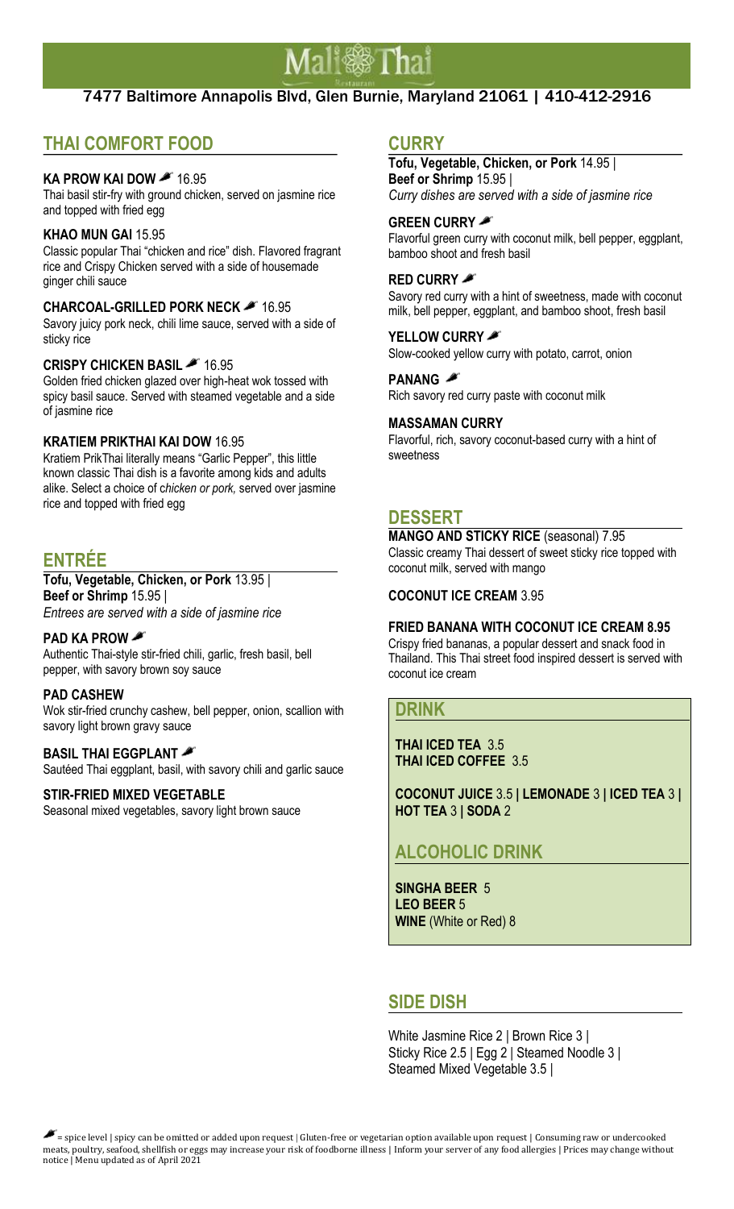# Mali Thai

7477 Baltimore Annapolis Blvd, Glen Burnie, Maryland 21061 | 410-412-2916

## THAI COMFORT FOOD

**KA PROW KAI DOW** 🌶 16.95
Thai basil stir-fry with ground chicken, served on jasmine rice and topped with fried egg

**KHAO MUN GAI** 15.95
Classic popular Thai "chicken and rice" dish. Flavored fragrant rice and Crispy Chicken served with a side of housemade ginger chili sauce

**CHARCOAL-GRILLED PORK NECK** 🌶 16.95
Savory juicy pork neck, chili lime sauce, served with a side of sticky rice

**CRISPY CHICKEN BASIL** 🌶 16.95
Golden fried chicken glazed over high-heat wok tossed with spicy basil sauce. Served with steamed vegetable and a side of jasmine rice

**KRATIEM PRIKTHAI KAI DOW** 16.95
Kratiem PrikThai literally means "Garlic Pepper", this little known classic Thai dish is a favorite among kids and adults alike. Select a choice of *chicken or pork,* served over jasmine rice and topped with fried egg

## ENTRÉE

**Tofu, Vegetable, Chicken, or Pork** 13.95 |
**Beef or Shrimp** 15.95 |
*Entrees are served with a side of jasmine rice*

**PAD KA PROW** 🌶
Authentic Thai-style stir-fried chili, garlic, fresh basil, bell pepper, with savory brown soy sauce

**PAD CASHEW**
Wok stir-fried crunchy cashew, bell pepper, onion, scallion with savory light brown gravy sauce

**BASIL THAI EGGPLANT** 🌶
Sautéed Thai eggplant, basil, with savory chili and garlic sauce

**STIR-FRIED MIXED VEGETABLE**
Seasonal mixed vegetables, savory light brown sauce

## CURRY

**Tofu, Vegetable, Chicken, or Pork** 14.95 |
**Beef or Shrimp** 15.95 |
*Curry dishes are served with a side of jasmine rice*

**GREEN CURRY** 🌶
Flavorful green curry with coconut milk, bell pepper, eggplant, bamboo shoot and fresh basil

**RED CURRY** 🌶
Savory red curry with a hint of sweetness, made with coconut milk, bell pepper, eggplant, and bamboo shoot, fresh basil

**YELLOW CURRY** 🌶
Slow-cooked yellow curry with potato, carrot, onion

**PANANG** 🌶
Rich savory red curry paste with coconut milk

**MASSAMAN CURRY**
Flavorful, rich, savory coconut-based curry with a hint of sweetness

## DESSERT

**MANGO AND STICKY RICE** (seasonal) 7.95
Classic creamy Thai dessert of sweet sticky rice topped with coconut milk, served with mango

**COCONUT ICE CREAM** 3.95

**FRIED BANANA WITH COCONUT ICE CREAM 8.95**
Crispy fried bananas, a popular dessert and snack food in Thailand. This Thai street food inspired dessert is served with coconut ice cream

## DRINK

**THAI ICED TEA** 3.5
**THAI ICED COFFEE** 3.5

**COCONUT JUICE** 3.5 **| LEMONADE** 3 **| ICED TEA** 3 **| HOT TEA** 3 **| SODA** 2

## ALCOHOLIC DRINK

**SINGHA BEER** 5
**LEO BEER** 5
**WINE** (White or Red) 8

## SIDE DISH

White Jasmine Rice 2 | Brown Rice 3 |
Sticky Rice 2.5 | Egg 2 | Steamed Noodle 3 |
Steamed Mixed Vegetable 3.5 |

🌶 = spice level | spicy can be omitted or added upon request | Gluten-free or vegetarian option available upon request | Consuming raw or undercooked meats, poultry, seafood, shellfish or eggs may increase your risk of foodborne illness | Inform your server of any food allergies | Prices may change without notice | Menu updated as of April 2021